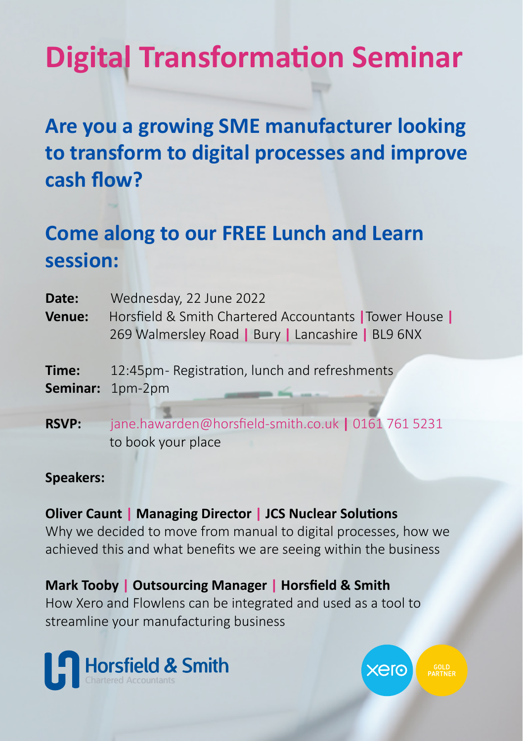# Digital Transformation Seminar

## Are you a growing SME manufacturer looking to transform to digital processes and improve cash flow?

## Come along to our FREE Lunch and Learn session:

**Date:** Wednesday, 22 June 2022

**Venue:** Horsfield & Smith Chartered Accountants | Tower House | 269 Walmersley Road | Bury | Lancashire | BL9 6NX

**Time:** 12:45pm- Registration, lunch and refreshments

**Seminar:** 1pm-2pm

**RSVP:** jane.hawarden@horsfield-smith.co.uk | 0161 761 5231 to book your place

**Speakers:**

**Oliver Caunt | Managing Director | JCS Nuclear Solutions**

Why we decided to move from manual to digital processes, how we achieved this and what benefits we are seeing within the business

**Mark Tooby | Outsourcing Manager | Horsfield & Smith**

How Xero and Flowlens can be integrated and used as a tool to streamline your manufacturing business

Horsfield & Smith Chartered Accountants

xero GOLD PARTNER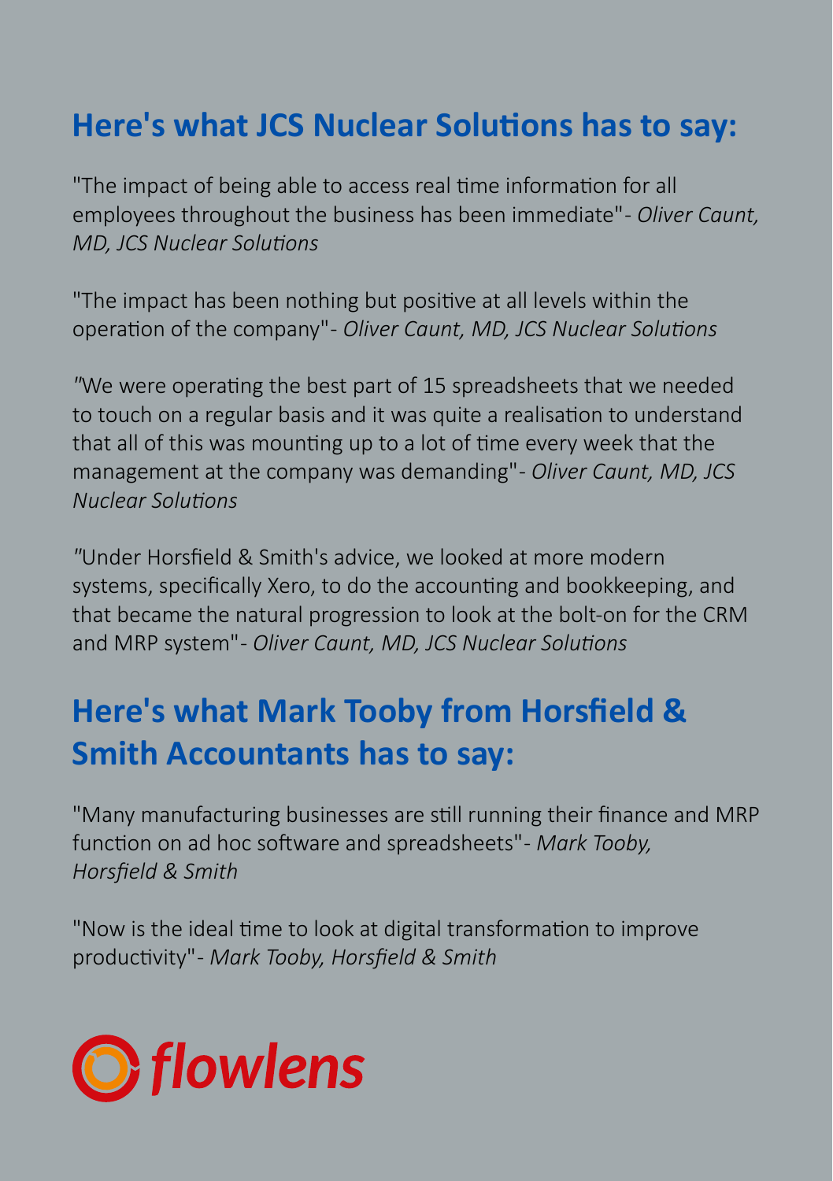## Here's what JCS Nuclear Solutions has to say:

"The impact of being able to access real time information for all employees throughout the business has been immediate"- *Oliver Caunt, MD, JCS Nuclear Solutions*

"The impact has been nothing but positive at all levels within the operation of the company"- *Oliver Caunt, MD, JCS Nuclear Solutions*

*"*We were operating the best part of 15 spreadsheets that we needed to touch on a regular basis and it was quite a realisation to understand that all of this was mounting up to a lot of time every week that the management at the company was demanding"- *Oliver Caunt, MD, JCS Nuclear Solutions*

*"*Under Horsfield & Smith's advice, we looked at more modern systems, specifically Xero, to do the accounting and bookkeeping, and that became the natural progression to look at the bolt-on for the CRM and MRP system"- *Oliver Caunt, MD, JCS Nuclear Solutions*

## Here's what Mark Tooby from Horsfield & Smith Accountants has to say:

"Many manufacturing businesses are still running their finance and MRP function on ad hoc software and spreadsheets"- *Mark Tooby, Horsfield & Smith*

"Now is the ideal time to look at digital transformation to improve productivity"- *Mark Tooby, Horsfield & Smith*

flowlens